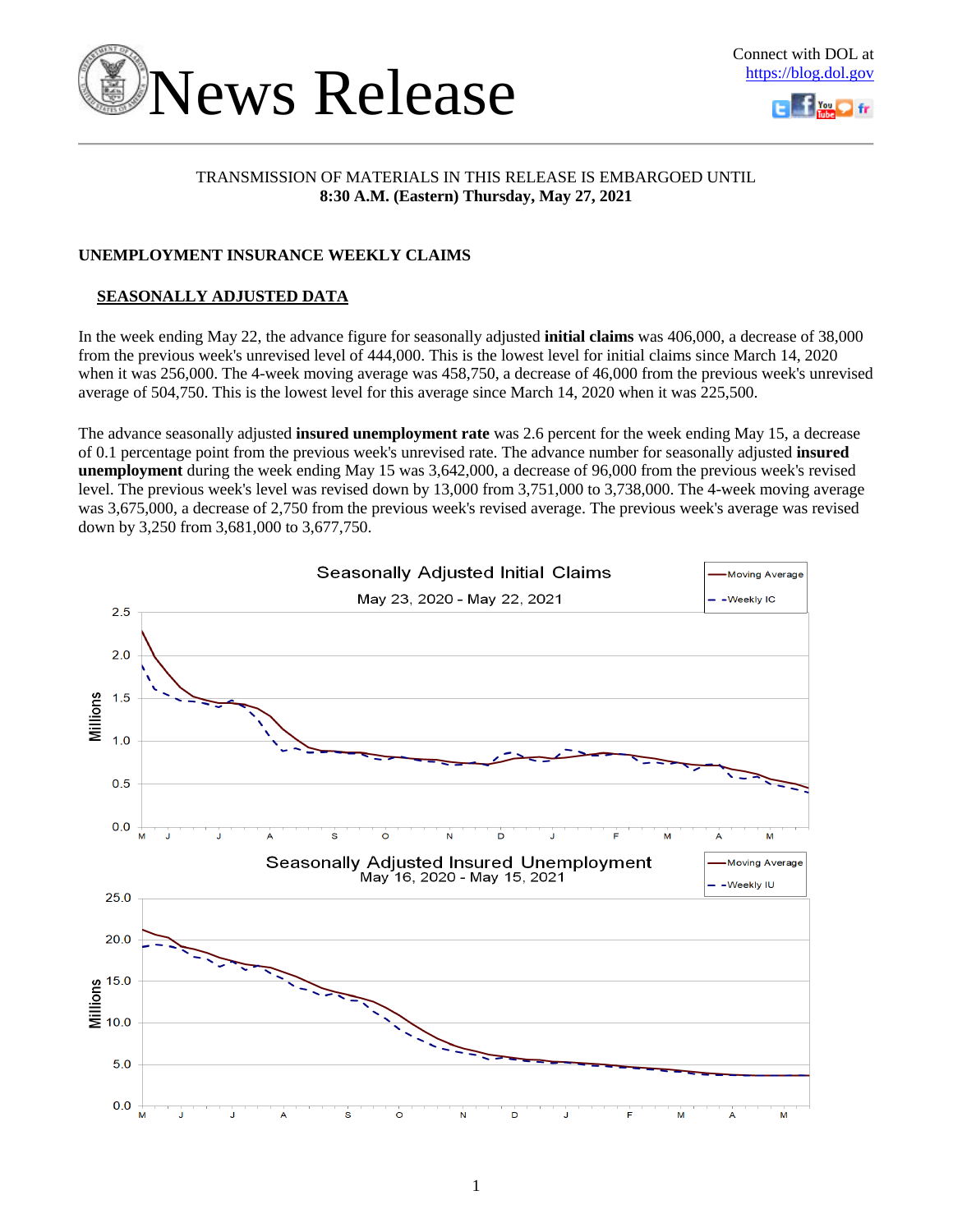# News Release

Connect with DOL at https://blog.dol.gov

TRANSMISSION OF MATERIALS IN THIS RELEASE IS EMBARGOED UNTIL
**8:30 A.M. (Eastern) Thursday, May 27, 2021**

## UNEMPLOYMENT INSURANCE WEEKLY CLAIMS

### SEASONALLY ADJUSTED DATA

In the week ending May 22, the advance figure for seasonally adjusted **initial claims** was 406,000, a decrease of 38,000 from the previous week's unrevised level of 444,000. This is the lowest level for initial claims since March 14, 2020 when it was 256,000. The 4-week moving average was 458,750, a decrease of 46,000 from the previous week's unrevised average of 504,750. This is the lowest level for this average since March 14, 2020 when it was 225,500.

The advance seasonally adjusted **insured unemployment rate** was 2.6 percent for the week ending May 15, a decrease of 0.1 percentage point from the previous week's unrevised rate. The advance number for seasonally adjusted **insured unemployment** during the week ending May 15 was 3,642,000, a decrease of 96,000 from the previous week's revised level. The previous week's level was revised down by 13,000 from 3,751,000 to 3,738,000. The 4-week moving average was 3,675,000, a decrease of 2,750 from the previous week's revised average. The previous week's average was revised down by 3,250 from 3,681,000 to 3,677,750.

Seasonally Adjusted Initial Claims
May 23, 2020 - May 22, 2021

Seasonally Adjusted Insured Unemployment
May 16, 2020 - May 15, 2021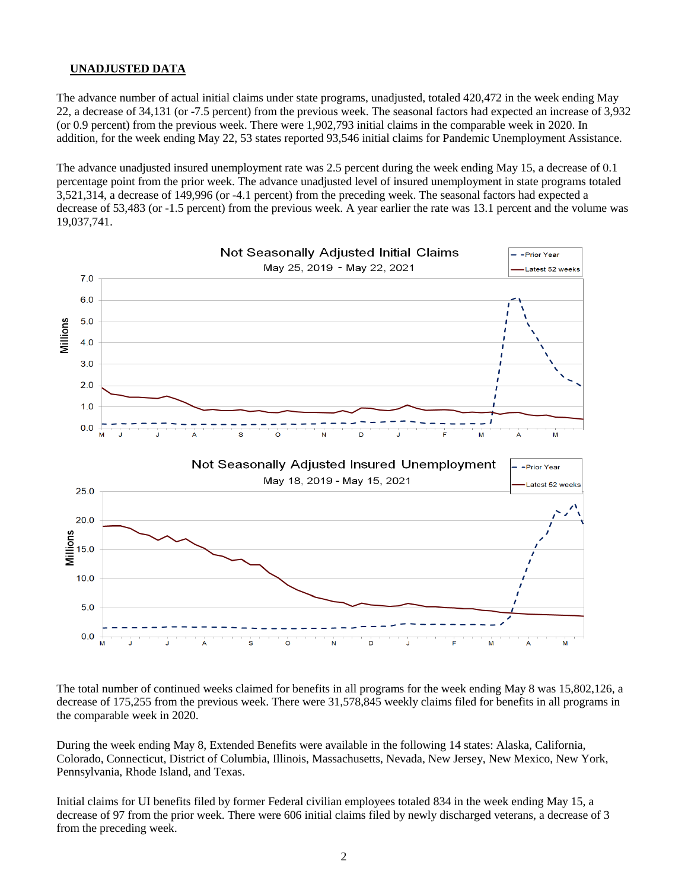## UNADJUSTED DATA

The advance number of actual initial claims under state programs, unadjusted, totaled 420,472 in the week ending May 22, a decrease of 34,131 (or -7.5 percent) from the previous week. The seasonal factors had expected an increase of 3,932 (or 0.9 percent) from the previous week. There were 1,902,793 initial claims in the comparable week in 2020. In addition, for the week ending May 22, 53 states reported 93,546 initial claims for Pandemic Unemployment Assistance.

The advance unadjusted insured unemployment rate was 2.5 percent during the week ending May 15, a decrease of 0.1 percentage point from the prior week. The advance unadjusted level of insured unemployment in state programs totaled 3,521,314, a decrease of 149,996 (or -4.1 percent) from the preceding week. The seasonal factors had expected a decrease of 53,483 (or -1.5 percent) from the previous week. A year earlier the rate was 13.1 percent and the volume was 19,037,741.

The total number of continued weeks claimed for benefits in all programs for the week ending May 8 was 15,802,126, a decrease of 175,255 from the previous week. There were 31,578,845 weekly claims filed for benefits in all programs in the comparable week in 2020.

During the week ending May 8, Extended Benefits were available in the following 14 states: Alaska, California, Colorado, Connecticut, District of Columbia, Illinois, Massachusetts, Nevada, New Jersey, New Mexico, New York, Pennsylvania, Rhode Island, and Texas.

Initial claims for UI benefits filed by former Federal civilian employees totaled 834 in the week ending May 15, a decrease of 97 from the prior week. There were 606 initial claims filed by newly discharged veterans, a decrease of 3 from the preceding week.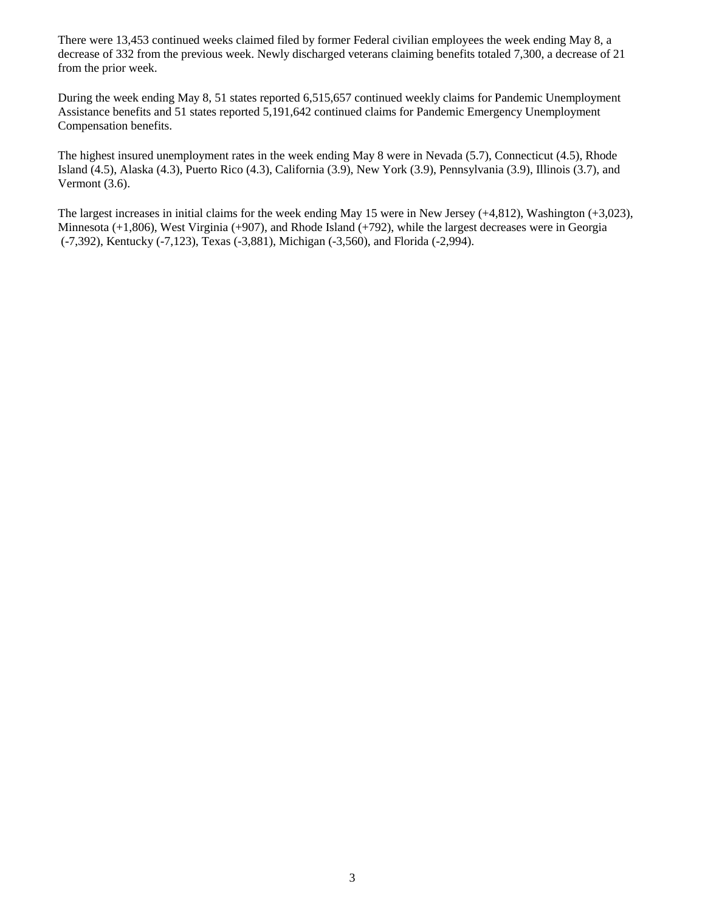There were 13,453 continued weeks claimed filed by former Federal civilian employees the week ending May 8, a decrease of 332 from the previous week. Newly discharged veterans claiming benefits totaled 7,300, a decrease of 21 from the prior week.

During the week ending May 8, 51 states reported 6,515,657 continued weekly claims for Pandemic Unemployment Assistance benefits and 51 states reported 5,191,642 continued claims for Pandemic Emergency Unemployment Compensation benefits.

The highest insured unemployment rates in the week ending May 8 were in Nevada (5.7), Connecticut (4.5), Rhode Island (4.5), Alaska (4.3), Puerto Rico (4.3), California (3.9), New York (3.9), Pennsylvania (3.9), Illinois (3.7), and Vermont (3.6).

The largest increases in initial claims for the week ending May 15 were in New Jersey (+4,812), Washington (+3,023), Minnesota (+1,806), West Virginia (+907), and Rhode Island (+792), while the largest decreases were in Georgia (-7,392), Kentucky (-7,123), Texas (-3,881), Michigan (-3,560), and Florida (-2,994).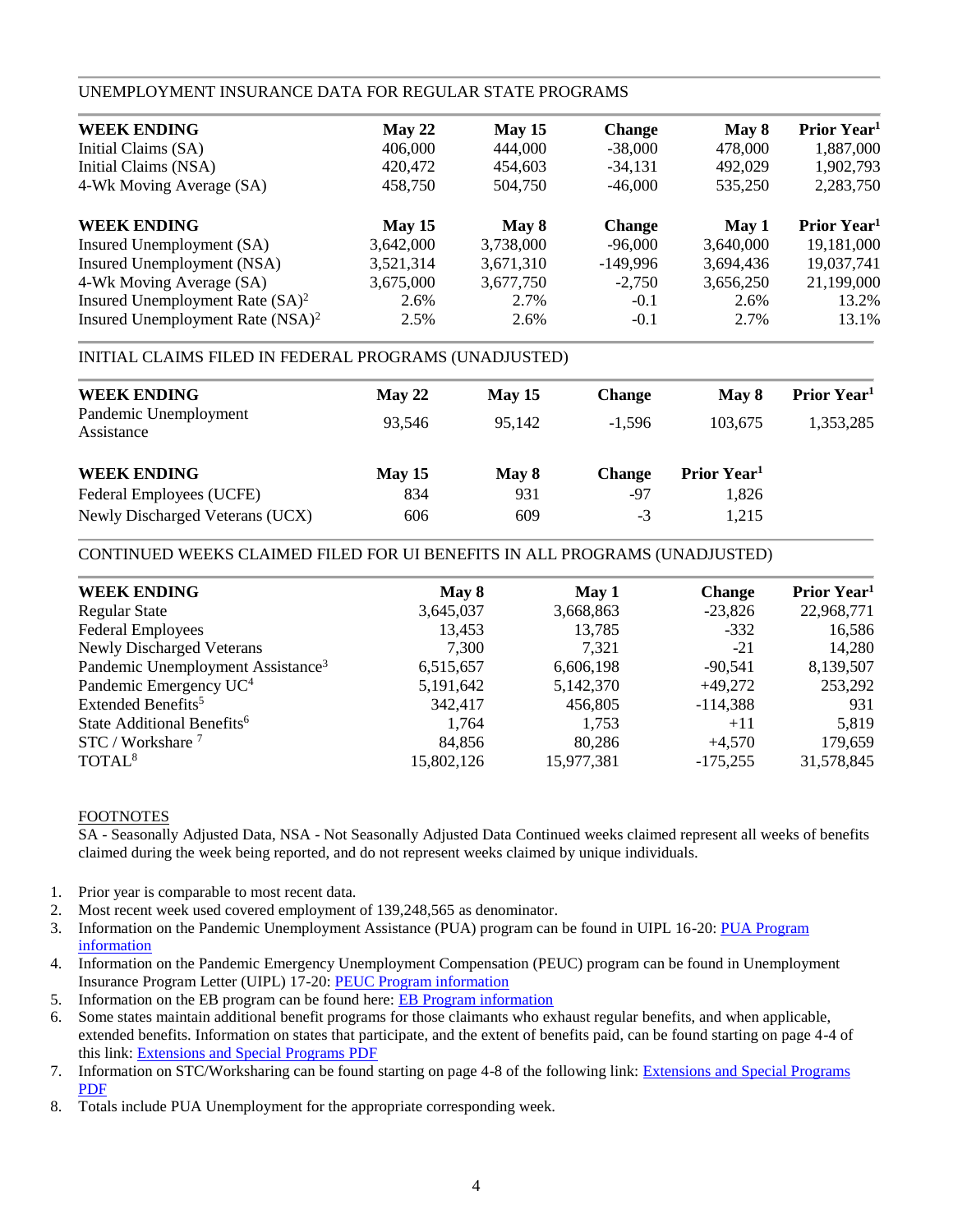## UNEMPLOYMENT INSURANCE DATA FOR REGULAR STATE PROGRAMS

| WEEK ENDING | May 22 | May 15 | Change | May 8 | Prior Year[1] |
|---|---|---|---|---|---|
| Initial Claims (SA) | 406,000 | 444,000 | -38,000 | 478,000 | 1,887,000 |
| Initial Claims (NSA) | 420,472 | 454,603 | -34,131 | 492,029 | 1,902,793 |
| 4-Wk Moving Average (SA) | 458,750 | 504,750 | -46,000 | 535,250 | 2,283,750 |

| WEEK ENDING | May 15 | May 8 | Change | May 1 | Prior Year[1] |
|---|---|---|---|---|---|
| Insured Unemployment (SA) | 3,642,000 | 3,738,000 | -96,000 | 3,640,000 | 19,181,000 |
| Insured Unemployment (NSA) | 3,521,314 | 3,671,310 | -149,996 | 3,694,436 | 19,037,741 |
| 4-Wk Moving Average (SA) | 3,675,000 | 3,677,750 | -2,750 | 3,656,250 | 21,199,000 |
| Insured Unemployment Rate (SA)[2] | 2.6% | 2.7% | -0.1 | 2.6% | 13.2% |
| Insured Unemployment Rate (NSA)[2] | 2.5% | 2.6% | -0.1 | 2.7% | 13.1% |

## INITIAL CLAIMS FILED IN FEDERAL PROGRAMS (UNADJUSTED)

| WEEK ENDING | May 22 | May 15 | Change | May 8 | Prior Year[1] |
|---|---|---|---|---|---|
| Pandemic Unemployment Assistance | 93,546 | 95,142 | -1,596 | 103,675 | 1,353,285 |

| WEEK ENDING | May 15 | May 8 | Change | Prior Year[1] |
|---|---|---|---|---|
| Federal Employees (UCFE) | 834 | 931 | -97 | 1,826 |
| Newly Discharged Veterans (UCX) | 606 | 609 | -3 | 1,215 |

## CONTINUED WEEKS CLAIMED FILED FOR UI BENEFITS IN ALL PROGRAMS (UNADJUSTED)

| WEEK ENDING | May 8 | May 1 | Change | Prior Year[1] |
|---|---|---|---|---|
| Regular State | 3,645,037 | 3,668,863 | -23,826 | 22,968,771 |
| Federal Employees | 13,453 | 13,785 | -332 | 16,586 |
| Newly Discharged Veterans | 7,300 | 7,321 | -21 | 14,280 |
| Pandemic Unemployment Assistance[3] | 6,515,657 | 6,606,198 | -90,541 | 8,139,507 |
| Pandemic Emergency UC[4] | 5,191,642 | 5,142,370 | +49,272 | 253,292 |
| Extended Benefits[5] | 342,417 | 456,805 | -114,388 | 931 |
| State Additional Benefits[6] | 1,764 | 1,753 | +11 | 5,819 |
| STC / Workshare [7] | 84,856 | 80,286 | +4,570 | 179,659 |
| TOTAL[8] | 15,802,126 | 15,977,381 | -175,255 | 31,578,845 |

### FOOTNOTES

SA - Seasonally Adjusted Data, NSA - Not Seasonally Adjusted Data Continued weeks claimed represent all weeks of benefits claimed during the week being reported, and do not represent weeks claimed by unique individuals.

1. Prior year is comparable to most recent data.
2. Most recent week used covered employment of 139,248,565 as denominator.
3. Information on the Pandemic Unemployment Assistance (PUA) program can be found in UIPL 16-20: PUA Program information
4. Information on the Pandemic Emergency Unemployment Compensation (PEUC) program can be found in Unemployment Insurance Program Letter (UIPL) 17-20: PEUC Program information
5. Information on the EB program can be found here: EB Program information
6. Some states maintain additional benefit programs for those claimants who exhaust regular benefits, and when applicable, extended benefits. Information on states that participate, and the extent of benefits paid, can be found starting on page 4-4 of this link: Extensions and Special Programs PDF
7. Information on STC/Worksharing can be found starting on page 4-8 of the following link: Extensions and Special Programs PDF
8. Totals include PUA Unemployment for the appropriate corresponding week.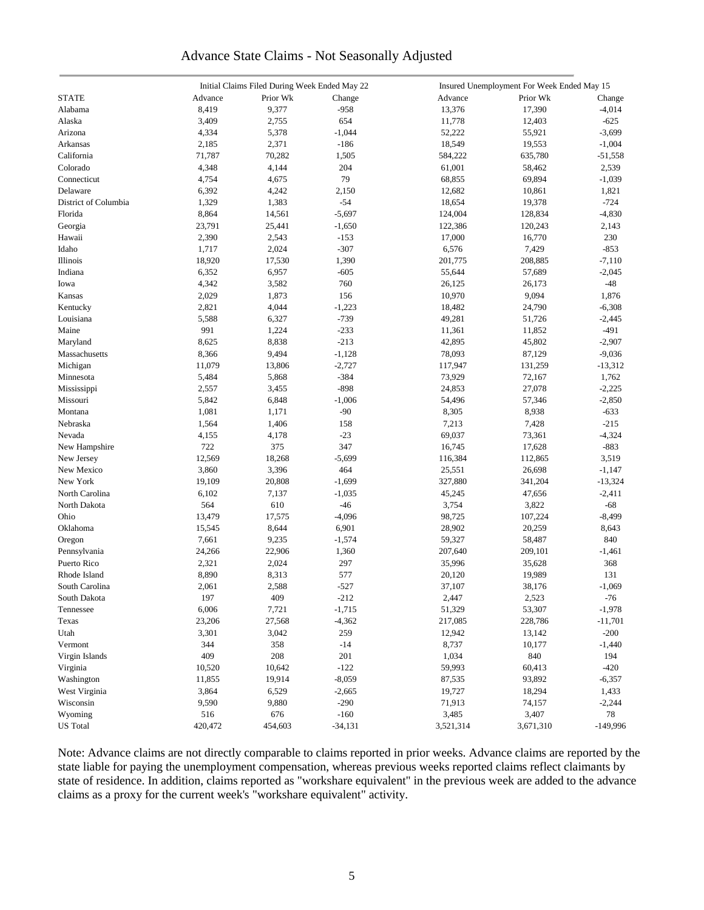# Advance State Claims - Not Seasonally Adjusted

| STATE | Initial Claims Filed During Week Ended May 22 | | | Insured Unemployment For Week Ended May 15 | | |
|---|---|---|---|---|---|---|
| | Advance | Prior Wk | Change | Advance | Prior Wk | Change |
| Alabama | 8,419 | 9,377 | -958 | 13,376 | 17,390 | -4,014 |
| Alaska | 3,409 | 2,755 | 654 | 11,778 | 12,403 | -625 |
| Arizona | 4,334 | 5,378 | -1,044 | 52,222 | 55,921 | -3,699 |
| Arkansas | 2,185 | 2,371 | -186 | 18,549 | 19,553 | -1,004 |
| California | 71,787 | 70,282 | 1,505 | 584,222 | 635,780 | -51,558 |
| Colorado | 4,348 | 4,144 | 204 | 61,001 | 58,462 | 2,539 |
| Connecticut | 4,754 | 4,675 | 79 | 68,855 | 69,894 | -1,039 |
| Delaware | 6,392 | 4,242 | 2,150 | 12,682 | 10,861 | 1,821 |
| District of Columbia | 1,329 | 1,383 | -54 | 18,654 | 19,378 | -724 |
| Florida | 8,864 | 14,561 | -5,697 | 124,004 | 128,834 | -4,830 |
| Georgia | 23,791 | 25,441 | -1,650 | 122,386 | 120,243 | 2,143 |
| Hawaii | 2,390 | 2,543 | -153 | 17,000 | 16,770 | 230 |
| Idaho | 1,717 | 2,024 | -307 | 6,576 | 7,429 | -853 |
| Illinois | 18,920 | 17,530 | 1,390 | 201,775 | 208,885 | -7,110 |
| Indiana | 6,352 | 6,957 | -605 | 55,644 | 57,689 | -2,045 |
| Iowa | 4,342 | 3,582 | 760 | 26,125 | 26,173 | -48 |
| Kansas | 2,029 | 1,873 | 156 | 10,970 | 9,094 | 1,876 |
| Kentucky | 2,821 | 4,044 | -1,223 | 18,482 | 24,790 | -6,308 |
| Louisiana | 5,588 | 6,327 | -739 | 49,281 | 51,726 | -2,445 |
| Maine | 991 | 1,224 | -233 | 11,361 | 11,852 | -491 |
| Maryland | 8,625 | 8,838 | -213 | 42,895 | 45,802 | -2,907 |
| Massachusetts | 8,366 | 9,494 | -1,128 | 78,093 | 87,129 | -9,036 |
| Michigan | 11,079 | 13,806 | -2,727 | 117,947 | 131,259 | -13,312 |
| Minnesota | 5,484 | 5,868 | -384 | 73,929 | 72,167 | 1,762 |
| Mississippi | 2,557 | 3,455 | -898 | 24,853 | 27,078 | -2,225 |
| Missouri | 5,842 | 6,848 | -1,006 | 54,496 | 57,346 | -2,850 |
| Montana | 1,081 | 1,171 | -90 | 8,305 | 8,938 | -633 |
| Nebraska | 1,564 | 1,406 | 158 | 7,213 | 7,428 | -215 |
| Nevada | 4,155 | 4,178 | -23 | 69,037 | 73,361 | -4,324 |
| New Hampshire | 722 | 375 | 347 | 16,745 | 17,628 | -883 |
| New Jersey | 12,569 | 18,268 | -5,699 | 116,384 | 112,865 | 3,519 |
| New Mexico | 3,860 | 3,396 | 464 | 25,551 | 26,698 | -1,147 |
| New York | 19,109 | 20,808 | -1,699 | 327,880 | 341,204 | -13,324 |
| North Carolina | 6,102 | 7,137 | -1,035 | 45,245 | 47,656 | -2,411 |
| North Dakota | 564 | 610 | -46 | 3,754 | 3,822 | -68 |
| Ohio | 13,479 | 17,575 | -4,096 | 98,725 | 107,224 | -8,499 |
| Oklahoma | 15,545 | 8,644 | 6,901 | 28,902 | 20,259 | 8,643 |
| Oregon | 7,661 | 9,235 | -1,574 | 59,327 | 58,487 | 840 |
| Pennsylvania | 24,266 | 22,906 | 1,360 | 207,640 | 209,101 | -1,461 |
| Puerto Rico | 2,321 | 2,024 | 297 | 35,996 | 35,628 | 368 |
| Rhode Island | 8,890 | 8,313 | 577 | 20,120 | 19,989 | 131 |
| South Carolina | 2,061 | 2,588 | -527 | 37,107 | 38,176 | -1,069 |
| South Dakota | 197 | 409 | -212 | 2,447 | 2,523 | -76 |
| Tennessee | 6,006 | 7,721 | -1,715 | 51,329 | 53,307 | -1,978 |
| Texas | 23,206 | 27,568 | -4,362 | 217,085 | 228,786 | -11,701 |
| Utah | 3,301 | 3,042 | 259 | 12,942 | 13,142 | -200 |
| Vermont | 344 | 358 | -14 | 8,737 | 10,177 | -1,440 |
| Virgin Islands | 409 | 208 | 201 | 1,034 | 840 | 194 |
| Virginia | 10,520 | 10,642 | -122 | 59,993 | 60,413 | -420 |
| Washington | 11,855 | 19,914 | -8,059 | 87,535 | 93,892 | -6,357 |
| West Virginia | 3,864 | 6,529 | -2,665 | 19,727 | 18,294 | 1,433 |
| Wisconsin | 9,590 | 9,880 | -290 | 71,913 | 74,157 | -2,244 |
| Wyoming | 516 | 676 | -160 | 3,485 | 3,407 | 78 |
| US Total | 420,472 | 454,603 | -34,131 | 3,521,314 | 3,671,310 | -149,996 |

Note: Advance claims are not directly comparable to claims reported in prior weeks. Advance claims are reported by the state liable for paying the unemployment compensation, whereas previous weeks reported claims reflect claimants by state of residence. In addition, claims reported as "workshare equivalent" in the previous week are added to the advance claims as a proxy for the current week's "workshare equivalent" activity.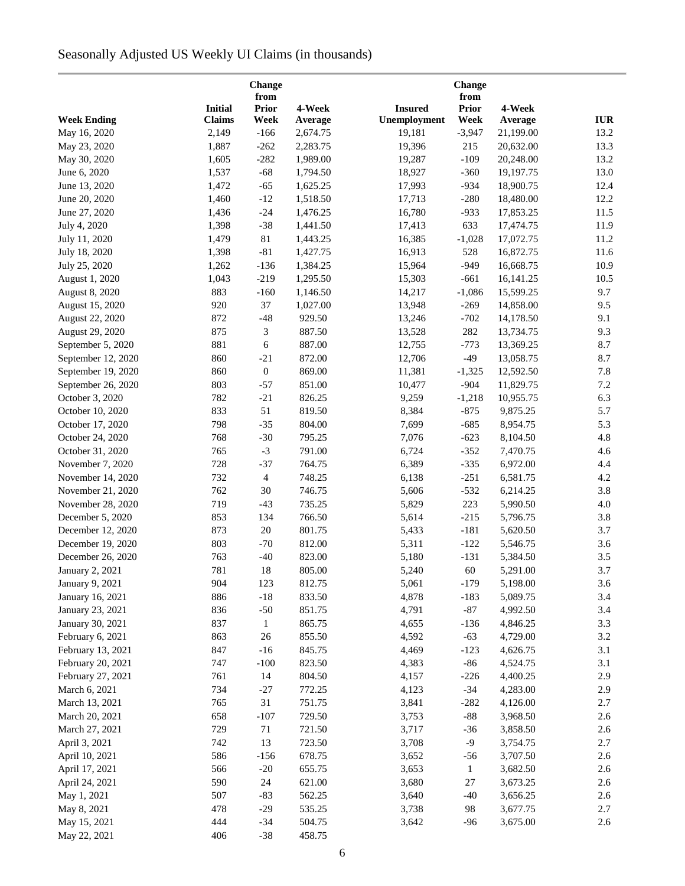# Seasonally Adjusted US Weekly UI Claims (in thousands)

| Week Ending | Initial Claims | Change from Prior Week | 4-Week Average | Insured Unemployment | Change from Prior Week | 4-Week Average | IUR |
|---|---|---|---|---|---|---|---|
| May 16, 2020 | 2,149 | -166 | 2,674.75 | 19,181 | -3,947 | 21,199.00 | 13.2 |
| May 23, 2020 | 1,887 | -262 | 2,283.75 | 19,396 | 215 | 20,632.00 | 13.3 |
| May 30, 2020 | 1,605 | -282 | 1,989.00 | 19,287 | -109 | 20,248.00 | 13.2 |
| June 6, 2020 | 1,537 | -68 | 1,794.50 | 18,927 | -360 | 19,197.75 | 13.0 |
| June 13, 2020 | 1,472 | -65 | 1,625.25 | 17,993 | -934 | 18,900.75 | 12.4 |
| June 20, 2020 | 1,460 | -12 | 1,518.50 | 17,713 | -280 | 18,480.00 | 12.2 |
| June 27, 2020 | 1,436 | -24 | 1,476.25 | 16,780 | -933 | 17,853.25 | 11.5 |
| July 4, 2020 | 1,398 | -38 | 1,441.50 | 17,413 | 633 | 17,474.75 | 11.9 |
| July 11, 2020 | 1,479 | 81 | 1,443.25 | 16,385 | -1,028 | 17,072.75 | 11.2 |
| July 18, 2020 | 1,398 | -81 | 1,427.75 | 16,913 | 528 | 16,872.75 | 11.6 |
| July 25, 2020 | 1,262 | -136 | 1,384.25 | 15,964 | -949 | 16,668.75 | 10.9 |
| August 1, 2020 | 1,043 | -219 | 1,295.50 | 15,303 | -661 | 16,141.25 | 10.5 |
| August 8, 2020 | 883 | -160 | 1,146.50 | 14,217 | -1,086 | 15,599.25 | 9.7 |
| August 15, 2020 | 920 | 37 | 1,027.00 | 13,948 | -269 | 14,858.00 | 9.5 |
| August 22, 2020 | 872 | -48 | 929.50 | 13,246 | -702 | 14,178.50 | 9.1 |
| August 29, 2020 | 875 | 3 | 887.50 | 13,528 | 282 | 13,734.75 | 9.3 |
| September 5, 2020 | 881 | 6 | 887.00 | 12,755 | -773 | 13,369.25 | 8.7 |
| September 12, 2020 | 860 | -21 | 872.00 | 12,706 | -49 | 13,058.75 | 8.7 |
| September 19, 2020 | 860 | 0 | 869.00 | 11,381 | -1,325 | 12,592.50 | 7.8 |
| September 26, 2020 | 803 | -57 | 851.00 | 10,477 | -904 | 11,829.75 | 7.2 |
| October 3, 2020 | 782 | -21 | 826.25 | 9,259 | -1,218 | 10,955.75 | 6.3 |
| October 10, 2020 | 833 | 51 | 819.50 | 8,384 | -875 | 9,875.25 | 5.7 |
| October 17, 2020 | 798 | -35 | 804.00 | 7,699 | -685 | 8,954.75 | 5.3 |
| October 24, 2020 | 768 | -30 | 795.25 | 7,076 | -623 | 8,104.50 | 4.8 |
| October 31, 2020 | 765 | -3 | 791.00 | 6,724 | -352 | 7,470.75 | 4.6 |
| November 7, 2020 | 728 | -37 | 764.75 | 6,389 | -335 | 6,972.00 | 4.4 |
| November 14, 2020 | 732 | 4 | 748.25 | 6,138 | -251 | 6,581.75 | 4.2 |
| November 21, 2020 | 762 | 30 | 746.75 | 5,606 | -532 | 6,214.25 | 3.8 |
| November 28, 2020 | 719 | -43 | 735.25 | 5,829 | 223 | 5,990.50 | 4.0 |
| December 5, 2020 | 853 | 134 | 766.50 | 5,614 | -215 | 5,796.75 | 3.8 |
| December 12, 2020 | 873 | 20 | 801.75 | 5,433 | -181 | 5,620.50 | 3.7 |
| December 19, 2020 | 803 | -70 | 812.00 | 5,311 | -122 | 5,546.75 | 3.6 |
| December 26, 2020 | 763 | -40 | 823.00 | 5,180 | -131 | 5,384.50 | 3.5 |
| January 2, 2021 | 781 | 18 | 805.00 | 5,240 | 60 | 5,291.00 | 3.7 |
| January 9, 2021 | 904 | 123 | 812.75 | 5,061 | -179 | 5,198.00 | 3.6 |
| January 16, 2021 | 886 | -18 | 833.50 | 4,878 | -183 | 5,089.75 | 3.4 |
| January 23, 2021 | 836 | -50 | 851.75 | 4,791 | -87 | 4,992.50 | 3.4 |
| January 30, 2021 | 837 | 1 | 865.75 | 4,655 | -136 | 4,846.25 | 3.3 |
| February 6, 2021 | 863 | 26 | 855.50 | 4,592 | -63 | 4,729.00 | 3.2 |
| February 13, 2021 | 847 | -16 | 845.75 | 4,469 | -123 | 4,626.75 | 3.1 |
| February 20, 2021 | 747 | -100 | 823.50 | 4,383 | -86 | 4,524.75 | 3.1 |
| February 27, 2021 | 761 | 14 | 804.50 | 4,157 | -226 | 4,400.25 | 2.9 |
| March 6, 2021 | 734 | -27 | 772.25 | 4,123 | -34 | 4,283.00 | 2.9 |
| March 13, 2021 | 765 | 31 | 751.75 | 3,841 | -282 | 4,126.00 | 2.7 |
| March 20, 2021 | 658 | -107 | 729.50 | 3,753 | -88 | 3,968.50 | 2.6 |
| March 27, 2021 | 729 | 71 | 721.50 | 3,717 | -36 | 3,858.50 | 2.6 |
| April 3, 2021 | 742 | 13 | 723.50 | 3,708 | -9 | 3,754.75 | 2.7 |
| April 10, 2021 | 586 | -156 | 678.75 | 3,652 | -56 | 3,707.50 | 2.6 |
| April 17, 2021 | 566 | -20 | 655.75 | 3,653 | 1 | 3,682.50 | 2.6 |
| April 24, 2021 | 590 | 24 | 621.00 | 3,680 | 27 | 3,673.25 | 2.6 |
| May 1, 2021 | 507 | -83 | 562.25 | 3,640 | -40 | 3,656.25 | 2.6 |
| May 8, 2021 | 478 | -29 | 535.25 | 3,738 | 98 | 3,677.75 | 2.7 |
| May 15, 2021 | 444 | -34 | 504.75 | 3,642 | -96 | 3,675.00 | 2.6 |
| May 22, 2021 | 406 | -38 | 458.75 | | | | |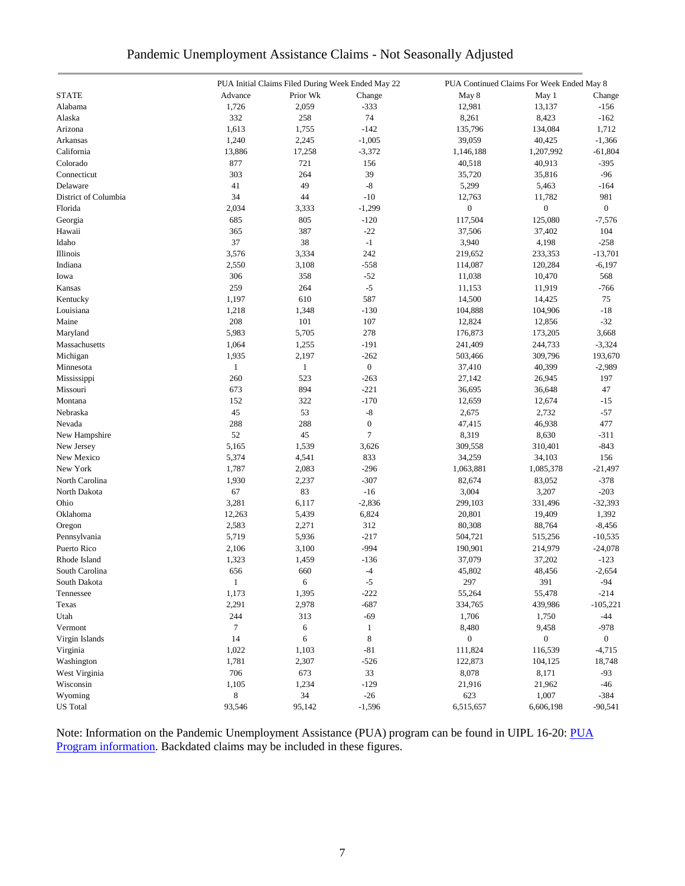# Pandemic Unemployment Assistance Claims - Not Seasonally Adjusted

| | PUA Initial Claims Filed During Week Ended May 22 | | | PUA Continued Claims For Week Ended May 8 | | |
|---|---|---|---|---|---|---|
| STATE | Advance | Prior Wk | Change | May 8 | May 1 | Change |
| Alabama | 1,726 | 2,059 | -333 | 12,981 | 13,137 | -156 |
| Alaska | 332 | 258 | 74 | 8,261 | 8,423 | -162 |
| Arizona | 1,613 | 1,755 | -142 | 135,796 | 134,084 | 1,712 |
| Arkansas | 1,240 | 2,245 | -1,005 | 39,059 | 40,425 | -1,366 |
| California | 13,886 | 17,258 | -3,372 | 1,146,188 | 1,207,992 | -61,804 |
| Colorado | 877 | 721 | 156 | 40,518 | 40,913 | -395 |
| Connecticut | 303 | 264 | 39 | 35,720 | 35,816 | -96 |
| Delaware | 41 | 49 | -8 | 5,299 | 5,463 | -164 |
| District of Columbia | 34 | 44 | -10 | 12,763 | 11,782 | 981 |
| Florida | 2,034 | 3,333 | -1,299 | 0 | 0 | 0 |
| Georgia | 685 | 805 | -120 | 117,504 | 125,080 | -7,576 |
| Hawaii | 365 | 387 | -22 | 37,506 | 37,402 | 104 |
| Idaho | 37 | 38 | -1 | 3,940 | 4,198 | -258 |
| Illinois | 3,576 | 3,334 | 242 | 219,652 | 233,353 | -13,701 |
| Indiana | 2,550 | 3,108 | -558 | 114,087 | 120,284 | -6,197 |
| Iowa | 306 | 358 | -52 | 11,038 | 10,470 | 568 |
| Kansas | 259 | 264 | -5 | 11,153 | 11,919 | -766 |
| Kentucky | 1,197 | 610 | 587 | 14,500 | 14,425 | 75 |
| Louisiana | 1,218 | 1,348 | -130 | 104,888 | 104,906 | -18 |
| Maine | 208 | 101 | 107 | 12,824 | 12,856 | -32 |
| Maryland | 5,983 | 5,705 | 278 | 176,873 | 173,205 | 3,668 |
| Massachusetts | 1,064 | 1,255 | -191 | 241,409 | 244,733 | -3,324 |
| Michigan | 1,935 | 2,197 | -262 | 503,466 | 309,796 | 193,670 |
| Minnesota | 1 | 1 | 0 | 37,410 | 40,399 | -2,989 |
| Mississippi | 260 | 523 | -263 | 27,142 | 26,945 | 197 |
| Missouri | 673 | 894 | -221 | 36,695 | 36,648 | 47 |
| Montana | 152 | 322 | -170 | 12,659 | 12,674 | -15 |
| Nebraska | 45 | 53 | -8 | 2,675 | 2,732 | -57 |
| Nevada | 288 | 288 | 0 | 47,415 | 46,938 | 477 |
| New Hampshire | 52 | 45 | 7 | 8,319 | 8,630 | -311 |
| New Jersey | 5,165 | 1,539 | 3,626 | 309,558 | 310,401 | -843 |
| New Mexico | 5,374 | 4,541 | 833 | 34,259 | 34,103 | 156 |
| New York | 1,787 | 2,083 | -296 | 1,063,881 | 1,085,378 | -21,497 |
| North Carolina | 1,930 | 2,237 | -307 | 82,674 | 83,052 | -378 |
| North Dakota | 67 | 83 | -16 | 3,004 | 3,207 | -203 |
| Ohio | 3,281 | 6,117 | -2,836 | 299,103 | 331,496 | -32,393 |
| Oklahoma | 12,263 | 5,439 | 6,824 | 20,801 | 19,409 | 1,392 |
| Oregon | 2,583 | 2,271 | 312 | 80,308 | 88,764 | -8,456 |
| Pennsylvania | 5,719 | 5,936 | -217 | 504,721 | 515,256 | -10,535 |
| Puerto Rico | 2,106 | 3,100 | -994 | 190,901 | 214,979 | -24,078 |
| Rhode Island | 1,323 | 1,459 | -136 | 37,079 | 37,202 | -123 |
| South Carolina | 656 | 660 | -4 | 45,802 | 48,456 | -2,654 |
| South Dakota | 1 | 6 | -5 | 297 | 391 | -94 |
| Tennessee | 1,173 | 1,395 | -222 | 55,264 | 55,478 | -214 |
| Texas | 2,291 | 2,978 | -687 | 334,765 | 439,986 | -105,221 |
| Utah | 244 | 313 | -69 | 1,706 | 1,750 | -44 |
| Vermont | 7 | 6 | 1 | 8,480 | 9,458 | -978 |
| Virgin Islands | 14 | 6 | 8 | 0 | 0 | 0 |
| Virginia | 1,022 | 1,103 | -81 | 111,824 | 116,539 | -4,715 |
| Washington | 1,781 | 2,307 | -526 | 122,873 | 104,125 | 18,748 |
| West Virginia | 706 | 673 | 33 | 8,078 | 8,171 | -93 |
| Wisconsin | 1,105 | 1,234 | -129 | 21,916 | 21,962 | -46 |
| Wyoming | 8 | 34 | -26 | 623 | 1,007 | -384 |
| US Total | 93,546 | 95,142 | -1,596 | 6,515,657 | 6,606,198 | -90,541 |

Note: Information on the Pandemic Unemployment Assistance (PUA) program can be found in UIPL 16-20: PUA Program information. Backdated claims may be included in these figures.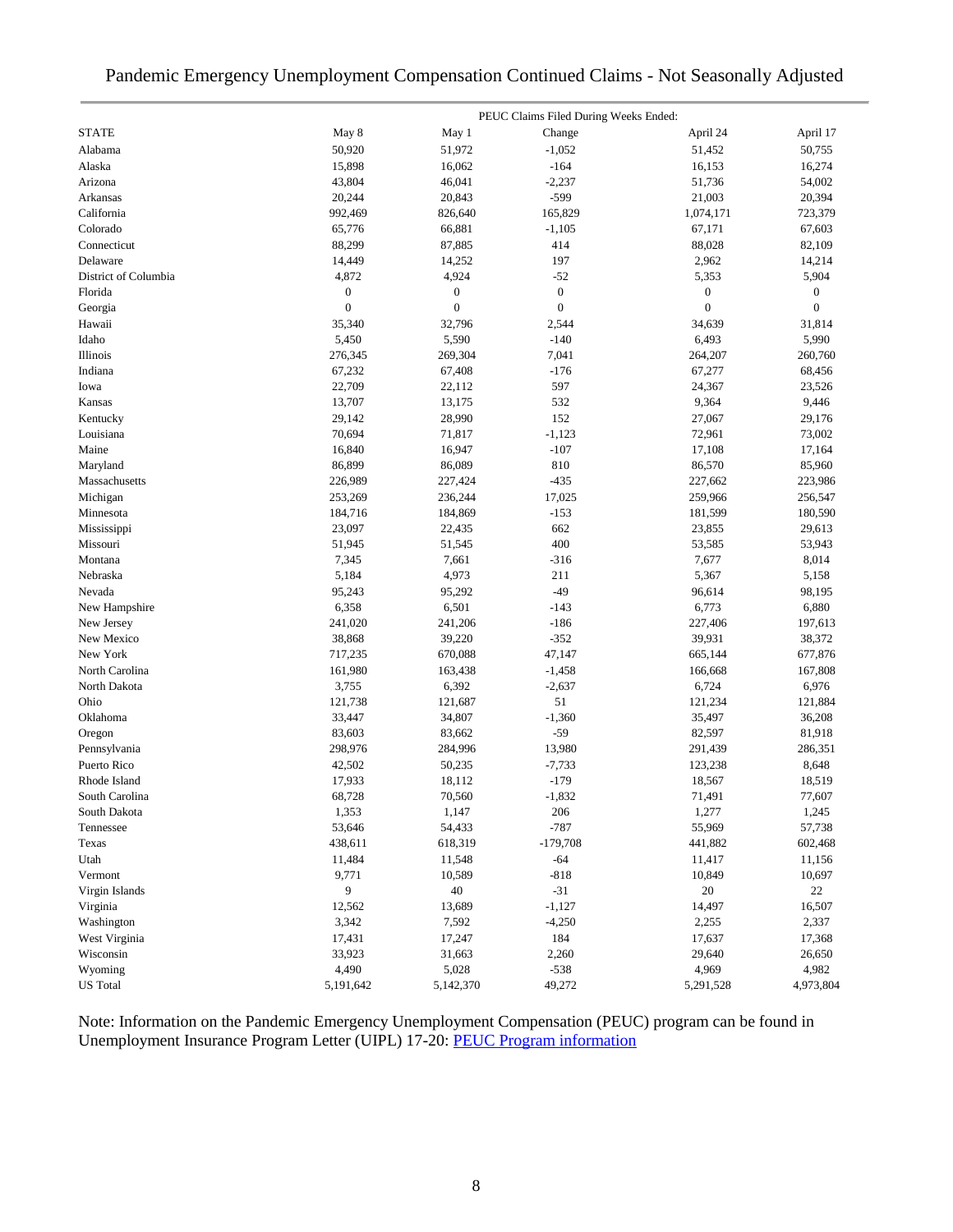# Pandemic Emergency Unemployment Compensation Continued Claims - Not Seasonally Adjusted

| | PEUC Claims Filed During Weeks Ended: | | | | |
|---|---|---|---|---|---|
| STATE | May 8 | May 1 | Change | April 24 | April 17 |
| Alabama | 50,920 | 51,972 | -1,052 | 51,452 | 50,755 |
| Alaska | 15,898 | 16,062 | -164 | 16,153 | 16,274 |
| Arizona | 43,804 | 46,041 | -2,237 | 51,736 | 54,002 |
| Arkansas | 20,244 | 20,843 | -599 | 21,003 | 20,394 |
| California | 992,469 | 826,640 | 165,829 | 1,074,171 | 723,379 |
| Colorado | 65,776 | 66,881 | -1,105 | 67,171 | 67,603 |
| Connecticut | 88,299 | 87,885 | 414 | 88,028 | 82,109 |
| Delaware | 14,449 | 14,252 | 197 | 2,962 | 14,214 |
| District of Columbia | 4,872 | 4,924 | -52 | 5,353 | 5,904 |
| Florida | 0 | 0 | 0 | 0 | 0 |
| Georgia | 0 | 0 | 0 | 0 | 0 |
| Hawaii | 35,340 | 32,796 | 2,544 | 34,639 | 31,814 |
| Idaho | 5,450 | 5,590 | -140 | 6,493 | 5,990 |
| Illinois | 276,345 | 269,304 | 7,041 | 264,207 | 260,760 |
| Indiana | 67,232 | 67,408 | -176 | 67,277 | 68,456 |
| Iowa | 22,709 | 22,112 | 597 | 24,367 | 23,526 |
| Kansas | 13,707 | 13,175 | 532 | 9,364 | 9,446 |
| Kentucky | 29,142 | 28,990 | 152 | 27,067 | 29,176 |
| Louisiana | 70,694 | 71,817 | -1,123 | 72,961 | 73,002 |
| Maine | 16,840 | 16,947 | -107 | 17,108 | 17,164 |
| Maryland | 86,899 | 86,089 | 810 | 86,570 | 85,960 |
| Massachusetts | 226,989 | 227,424 | -435 | 227,662 | 223,986 |
| Michigan | 253,269 | 236,244 | 17,025 | 259,966 | 256,547 |
| Minnesota | 184,716 | 184,869 | -153 | 181,599 | 180,590 |
| Mississippi | 23,097 | 22,435 | 662 | 23,855 | 29,613 |
| Missouri | 51,945 | 51,545 | 400 | 53,585 | 53,943 |
| Montana | 7,345 | 7,661 | -316 | 7,677 | 8,014 |
| Nebraska | 5,184 | 4,973 | 211 | 5,367 | 5,158 |
| Nevada | 95,243 | 95,292 | -49 | 96,614 | 98,195 |
| New Hampshire | 6,358 | 6,501 | -143 | 6,773 | 6,880 |
| New Jersey | 241,020 | 241,206 | -186 | 227,406 | 197,613 |
| New Mexico | 38,868 | 39,220 | -352 | 39,931 | 38,372 |
| New York | 717,235 | 670,088 | 47,147 | 665,144 | 677,876 |
| North Carolina | 161,980 | 163,438 | -1,458 | 166,668 | 167,808 |
| North Dakota | 3,755 | 6,392 | -2,637 | 6,724 | 6,976 |
| Ohio | 121,738 | 121,687 | 51 | 121,234 | 121,884 |
| Oklahoma | 33,447 | 34,807 | -1,360 | 35,497 | 36,208 |
| Oregon | 83,603 | 83,662 | -59 | 82,597 | 81,918 |
| Pennsylvania | 298,976 | 284,996 | 13,980 | 291,439 | 286,351 |
| Puerto Rico | 42,502 | 50,235 | -7,733 | 123,238 | 8,648 |
| Rhode Island | 17,933 | 18,112 | -179 | 18,567 | 18,519 |
| South Carolina | 68,728 | 70,560 | -1,832 | 71,491 | 77,607 |
| South Dakota | 1,353 | 1,147 | 206 | 1,277 | 1,245 |
| Tennessee | 53,646 | 54,433 | -787 | 55,969 | 57,738 |
| Texas | 438,611 | 618,319 | -179,708 | 441,882 | 602,468 |
| Utah | 11,484 | 11,548 | -64 | 11,417 | 11,156 |
| Vermont | 9,771 | 10,589 | -818 | 10,849 | 10,697 |
| Virgin Islands | 9 | 40 | -31 | 20 | 22 |
| Virginia | 12,562 | 13,689 | -1,127 | 14,497 | 16,507 |
| Washington | 3,342 | 7,592 | -4,250 | 2,255 | 2,337 |
| West Virginia | 17,431 | 17,247 | 184 | 17,637 | 17,368 |
| Wisconsin | 33,923 | 31,663 | 2,260 | 29,640 | 26,650 |
| Wyoming | 4,490 | 5,028 | -538 | 4,969 | 4,982 |
| US Total | 5,191,642 | 5,142,370 | 49,272 | 5,291,528 | 4,973,804 |

Note: Information on the Pandemic Emergency Unemployment Compensation (PEUC) program can be found in Unemployment Insurance Program Letter (UIPL) 17-20: PEUC Program information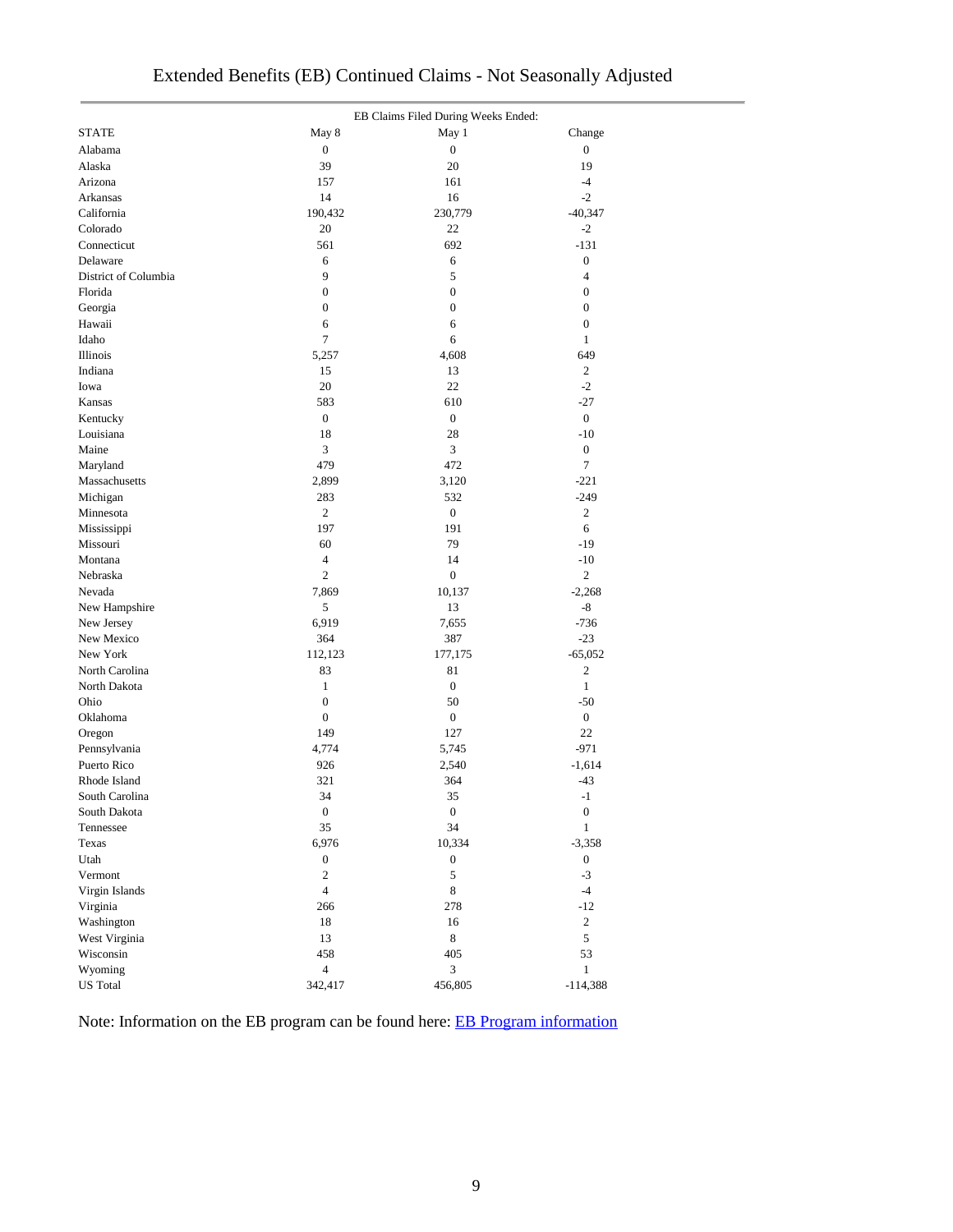# Extended Benefits (EB) Continued Claims - Not Seasonally Adjusted

| STATE | EB Claims Filed During Weeks Ended: May 8 | May 1 | Change |
|---|---|---|---|
| Alabama | 0 | 0 | 0 |
| Alaska | 39 | 20 | 19 |
| Arizona | 157 | 161 | -4 |
| Arkansas | 14 | 16 | -2 |
| California | 190,432 | 230,779 | -40,347 |
| Colorado | 20 | 22 | -2 |
| Connecticut | 561 | 692 | -131 |
| Delaware | 6 | 6 | 0 |
| District of Columbia | 9 | 5 | 4 |
| Florida | 0 | 0 | 0 |
| Georgia | 0 | 0 | 0 |
| Hawaii | 6 | 6 | 0 |
| Idaho | 7 | 6 | 1 |
| Illinois | 5,257 | 4,608 | 649 |
| Indiana | 15 | 13 | 2 |
| Iowa | 20 | 22 | -2 |
| Kansas | 583 | 610 | -27 |
| Kentucky | 0 | 0 | 0 |
| Louisiana | 18 | 28 | -10 |
| Maine | 3 | 3 | 0 |
| Maryland | 479 | 472 | 7 |
| Massachusetts | 2,899 | 3,120 | -221 |
| Michigan | 283 | 532 | -249 |
| Minnesota | 2 | 0 | 2 |
| Mississippi | 197 | 191 | 6 |
| Missouri | 60 | 79 | -19 |
| Montana | 4 | 14 | -10 |
| Nebraska | 2 | 0 | 2 |
| Nevada | 7,869 | 10,137 | -2,268 |
| New Hampshire | 5 | 13 | -8 |
| New Jersey | 6,919 | 7,655 | -736 |
| New Mexico | 364 | 387 | -23 |
| New York | 112,123 | 177,175 | -65,052 |
| North Carolina | 83 | 81 | 2 |
| North Dakota | 1 | 0 | 1 |
| Ohio | 0 | 50 | -50 |
| Oklahoma | 0 | 0 | 0 |
| Oregon | 149 | 127 | 22 |
| Pennsylvania | 4,774 | 5,745 | -971 |
| Puerto Rico | 926 | 2,540 | -1,614 |
| Rhode Island | 321 | 364 | -43 |
| South Carolina | 34 | 35 | -1 |
| South Dakota | 0 | 0 | 0 |
| Tennessee | 35 | 34 | 1 |
| Texas | 6,976 | 10,334 | -3,358 |
| Utah | 0 | 0 | 0 |
| Vermont | 2 | 5 | -3 |
| Virgin Islands | 4 | 8 | -4 |
| Virginia | 266 | 278 | -12 |
| Washington | 18 | 16 | 2 |
| West Virginia | 13 | 8 | 5 |
| Wisconsin | 458 | 405 | 53 |
| Wyoming | 4 | 3 | 1 |
| US Total | 342,417 | 456,805 | -114,388 |

Note: Information on the EB program can be found here: [EB Program information]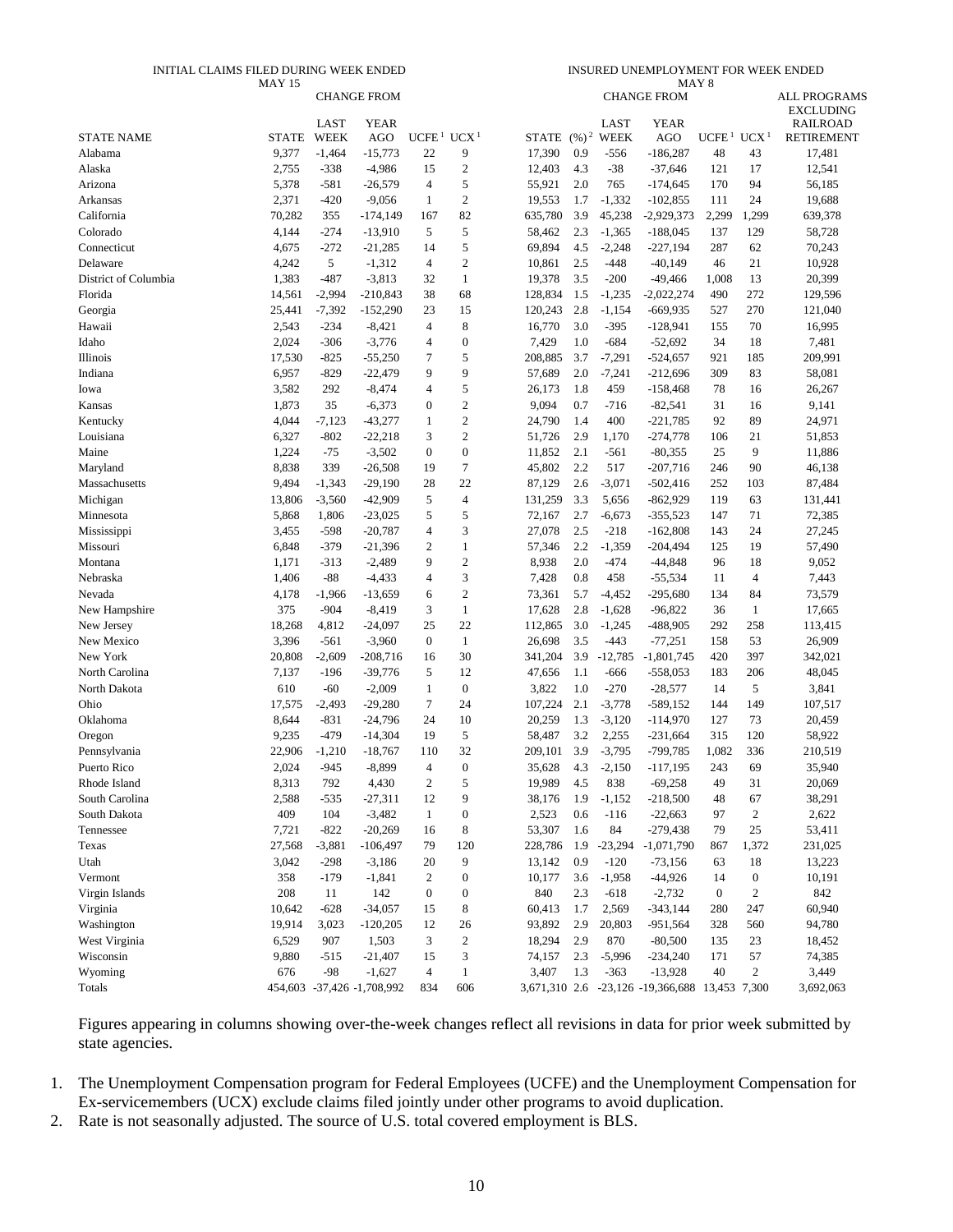| | INITIAL CLAIMS FILED DURING WEEK ENDED MAY 15 | | | | | INSURED UNEMPLOYMENT FOR WEEK ENDED MAY 8 | | | | | | |
|---|---|---|---|---|---|---|---|---|---|---|---|---|
| | | CHANGE FROM | | | | | | CHANGE FROM | | | | ALL PROGRAMS EXCLUDING RAILROAD RETIREMENT |
| STATE NAME | STATE | LAST WEEK | YEAR AGO | UCFE [1] | UCX [1] | STATE | (%) [2] | LAST WEEK | YEAR AGO | UCFE [1] | UCX [1] | |
| Alabama | 9,377 | -1,464 | -15,773 | 22 | 9 | 17,390 | 0.9 | -556 | -186,287 | 48 | 43 | 17,481 |
| Alaska | 2,755 | -338 | -4,986 | 15 | 2 | 12,403 | 4.3 | -38 | -37,646 | 121 | 17 | 12,541 |
| Arizona | 5,378 | -581 | -26,579 | 4 | 5 | 55,921 | 2.0 | 765 | -174,645 | 170 | 94 | 56,185 |
| Arkansas | 2,371 | -420 | -9,056 | 1 | 2 | 19,553 | 1.7 | -1,332 | -102,855 | 111 | 24 | 19,688 |
| California | 70,282 | 355 | -174,149 | 167 | 82 | 635,780 | 3.9 | 45,238 | -2,929,373 | 2,299 | 1,299 | 639,378 |
| Colorado | 4,144 | -274 | -13,910 | 5 | 5 | 58,462 | 2.3 | -1,365 | -188,045 | 137 | 129 | 58,728 |
| Connecticut | 4,675 | -272 | -21,285 | 14 | 5 | 69,894 | 4.5 | -2,248 | -227,194 | 287 | 62 | 70,243 |
| Delaware | 4,242 | 5 | -1,312 | 4 | 2 | 10,861 | 2.5 | -448 | -40,149 | 46 | 21 | 10,928 |
| District of Columbia | 1,383 | -487 | -3,813 | 32 | 1 | 19,378 | 3.5 | -200 | -49,466 | 1,008 | 13 | 20,399 |
| Florida | 14,561 | -2,994 | -210,843 | 38 | 68 | 128,834 | 1.5 | -1,235 | -2,022,274 | 490 | 272 | 129,596 |
| Georgia | 25,441 | -7,392 | -152,290 | 23 | 15 | 120,243 | 2.8 | -1,154 | -669,935 | 527 | 270 | 121,040 |
| Hawaii | 2,543 | -234 | -8,421 | 4 | 8 | 16,770 | 3.0 | -395 | -128,941 | 155 | 70 | 16,995 |
| Idaho | 2,024 | -306 | -3,776 | 4 | 0 | 7,429 | 1.0 | -684 | -52,692 | 34 | 18 | 7,481 |
| Illinois | 17,530 | -825 | -55,250 | 7 | 5 | 208,885 | 3.7 | -7,291 | -524,657 | 921 | 185 | 209,991 |
| Indiana | 6,957 | -829 | -22,479 | 9 | 9 | 57,689 | 2.0 | -7,241 | -212,696 | 309 | 83 | 58,081 |
| Iowa | 3,582 | 292 | -8,474 | 4 | 5 | 26,173 | 1.8 | 459 | -158,468 | 78 | 16 | 26,267 |
| Kansas | 1,873 | 35 | -6,373 | 0 | 2 | 9,094 | 0.7 | -716 | -82,541 | 31 | 16 | 9,141 |
| Kentucky | 4,044 | -7,123 | -43,277 | 1 | 2 | 24,790 | 1.4 | 400 | -221,785 | 92 | 89 | 24,971 |
| Louisiana | 6,327 | -802 | -22,218 | 3 | 2 | 51,726 | 2.9 | 1,170 | -274,778 | 106 | 21 | 51,853 |
| Maine | 1,224 | -75 | -3,502 | 0 | 0 | 11,852 | 2.1 | -561 | -80,355 | 25 | 9 | 11,886 |
| Maryland | 8,838 | 339 | -26,508 | 19 | 7 | 45,802 | 2.2 | 517 | -207,716 | 246 | 90 | 46,138 |
| Massachusetts | 9,494 | -1,343 | -29,190 | 28 | 22 | 87,129 | 2.6 | -3,071 | -502,416 | 252 | 103 | 87,484 |
| Michigan | 13,806 | -3,560 | -42,909 | 5 | 4 | 131,259 | 3.3 | 5,656 | -862,929 | 119 | 63 | 131,441 |
| Minnesota | 5,868 | 1,806 | -23,025 | 5 | 5 | 72,167 | 2.7 | -6,673 | -355,523 | 147 | 71 | 72,385 |
| Mississippi | 3,455 | -598 | -20,787 | 4 | 3 | 27,078 | 2.5 | -218 | -162,808 | 143 | 24 | 27,245 |
| Missouri | 6,848 | -379 | -21,396 | 2 | 1 | 57,346 | 2.2 | -1,359 | -204,494 | 125 | 19 | 57,490 |
| Montana | 1,171 | -313 | -2,489 | 9 | 2 | 8,938 | 2.0 | -474 | -44,848 | 96 | 18 | 9,052 |
| Nebraska | 1,406 | -88 | -4,433 | 4 | 3 | 7,428 | 0.8 | 458 | -55,534 | 11 | 4 | 7,443 |
| Nevada | 4,178 | -1,966 | -13,659 | 6 | 2 | 73,361 | 5.7 | -4,452 | -295,680 | 134 | 84 | 73,579 |
| New Hampshire | 375 | -904 | -8,419 | 3 | 1 | 17,628 | 2.8 | -1,628 | -96,822 | 36 | 1 | 17,665 |
| New Jersey | 18,268 | 4,812 | -24,097 | 25 | 22 | 112,865 | 3.0 | -1,245 | -488,905 | 292 | 258 | 113,415 |
| New Mexico | 3,396 | -561 | -3,960 | 0 | 1 | 26,698 | 3.5 | -443 | -77,251 | 158 | 53 | 26,909 |
| New York | 20,808 | -2,609 | -208,716 | 16 | 30 | 341,204 | 3.9 | -12,785 | -1,801,745 | 420 | 397 | 342,021 |
| North Carolina | 7,137 | -196 | -39,776 | 5 | 12 | 47,656 | 1.1 | -666 | -558,053 | 183 | 206 | 48,045 |
| North Dakota | 610 | -60 | -2,009 | 1 | 0 | 3,822 | 1.0 | -270 | -28,577 | 14 | 5 | 3,841 |
| Ohio | 17,575 | -2,493 | -29,280 | 7 | 24 | 107,224 | 2.1 | -3,778 | -589,152 | 144 | 149 | 107,517 |
| Oklahoma | 8,644 | -831 | -24,796 | 24 | 10 | 20,259 | 1.3 | -3,120 | -114,970 | 127 | 73 | 20,459 |
| Oregon | 9,235 | -479 | -14,304 | 19 | 5 | 58,487 | 3.2 | 2,255 | -231,664 | 315 | 120 | 58,922 |
| Pennsylvania | 22,906 | -1,210 | -18,767 | 110 | 32 | 209,101 | 3.9 | -3,795 | -799,785 | 1,082 | 336 | 210,519 |
| Puerto Rico | 2,024 | -945 | -8,899 | 4 | 0 | 35,628 | 4.3 | -2,150 | -117,195 | 243 | 69 | 35,940 |
| Rhode Island | 8,313 | 792 | 4,430 | 2 | 5 | 19,989 | 4.5 | 838 | -69,258 | 49 | 31 | 20,069 |
| South Carolina | 2,588 | -535 | -27,311 | 12 | 9 | 38,176 | 1.9 | -1,152 | -218,500 | 48 | 67 | 38,291 |
| South Dakota | 409 | 104 | -3,482 | 1 | 0 | 2,523 | 0.6 | -116 | -22,663 | 97 | 2 | 2,622 |
| Tennessee | 7,721 | -822 | -20,269 | 16 | 8 | 53,307 | 1.6 | 84 | -279,438 | 79 | 25 | 53,411 |
| Texas | 27,568 | -3,881 | -106,497 | 79 | 120 | 228,786 | 1.9 | -23,294 | -1,071,790 | 867 | 1,372 | 231,025 |
| Utah | 3,042 | -298 | -3,186 | 20 | 9 | 13,142 | 0.9 | -120 | -73,156 | 63 | 18 | 13,223 |
| Vermont | 358 | -179 | -1,841 | 2 | 0 | 10,177 | 3.6 | -1,958 | -44,926 | 14 | 0 | 10,191 |
| Virgin Islands | 208 | 11 | 142 | 0 | 0 | 840 | 2.3 | -618 | -2,732 | 0 | 2 | 842 |
| Virginia | 10,642 | -628 | -34,057 | 15 | 8 | 60,413 | 1.7 | 2,569 | -343,144 | 280 | 247 | 60,940 |
| Washington | 19,914 | 3,023 | -120,205 | 12 | 26 | 93,892 | 2.9 | 20,803 | -951,564 | 328 | 560 | 94,780 |
| West Virginia | 6,529 | 907 | 1,503 | 3 | 2 | 18,294 | 2.9 | 870 | -80,500 | 135 | 23 | 18,452 |
| Wisconsin | 9,880 | -515 | -21,407 | 15 | 3 | 74,157 | 2.3 | -5,996 | -234,240 | 171 | 57 | 74,385 |
| Wyoming | 676 | -98 | -1,627 | 4 | 1 | 3,407 | 1.3 | -363 | -13,928 | 40 | 2 | 3,449 |
| Totals | 454,603 | -37,426 | -1,708,992 | 834 | 606 | 3,671,310 | 2.6 | -23,126 | -19,366,688 | 13,453 | 7,300 | 3,692,063 |

Figures appearing in columns showing over-the-week changes reflect all revisions in data for prior week submitted by state agencies.

1. The Unemployment Compensation program for Federal Employees (UCFE) and the Unemployment Compensation for Ex-servicemembers (UCX) exclude claims filed jointly under other programs to avoid duplication.
2. Rate is not seasonally adjusted. The source of U.S. total covered employment is BLS.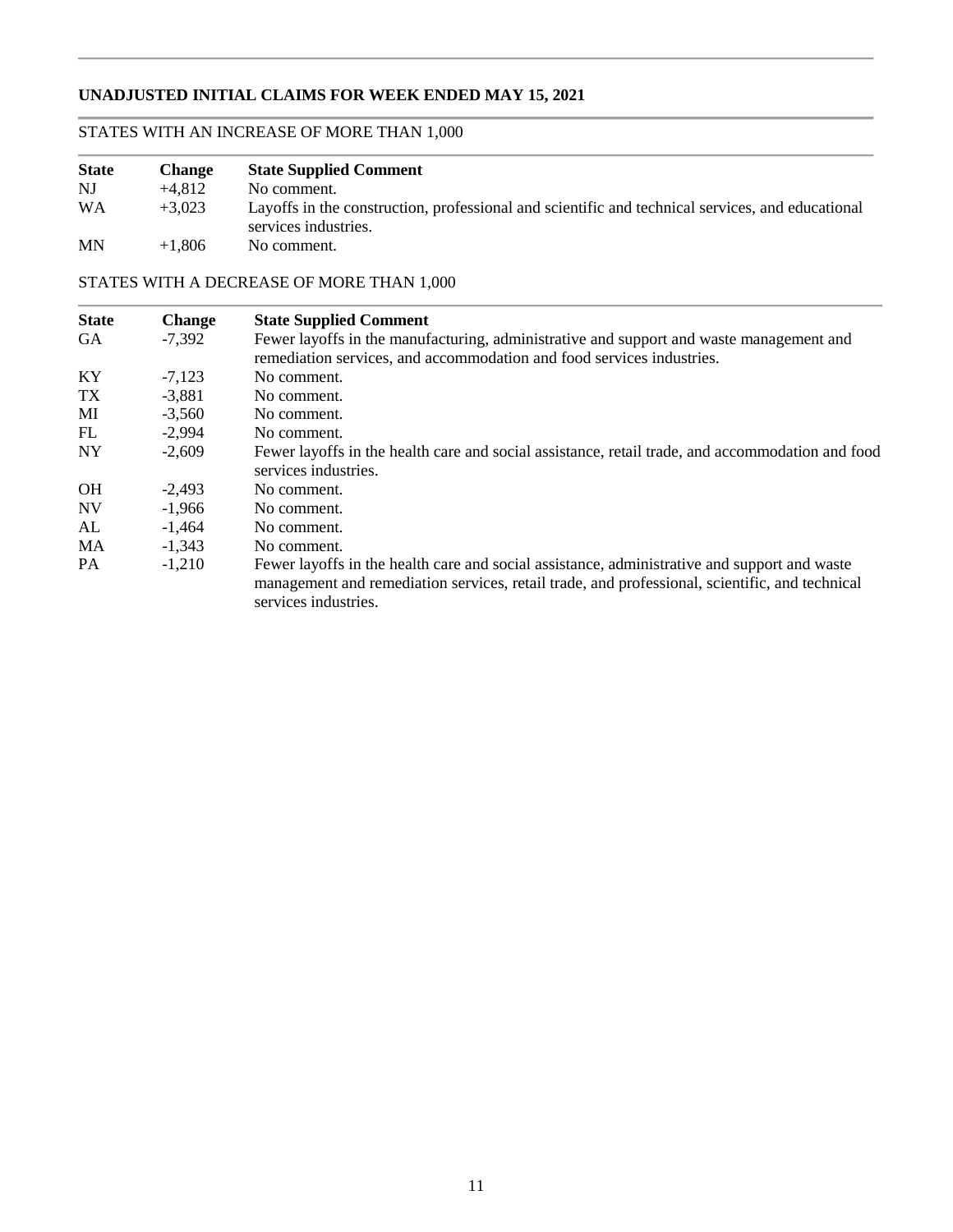## UNADJUSTED INITIAL CLAIMS FOR WEEK ENDED MAY 15, 2021

### STATES WITH AN INCREASE OF MORE THAN 1,000

| State | Change | State Supplied Comment |
|---|---|---|
| NJ | +4,812 | No comment. |
| WA | +3,023 | Layoffs in the construction, professional and scientific and technical services, and educational services industries. |
| MN | +1,806 | No comment. |

### STATES WITH A DECREASE OF MORE THAN 1,000

| State | Change | State Supplied Comment |
|---|---|---|
| GA | -7,392 | Fewer layoffs in the manufacturing, administrative and support and waste management and remediation services, and accommodation and food services industries. |
| KY | -7,123 | No comment. |
| TX | -3,881 | No comment. |
| MI | -3,560 | No comment. |
| FL | -2,994 | No comment. |
| NY | -2,609 | Fewer layoffs in the health care and social assistance, retail trade, and accommodation and food services industries. |
| OH | -2,493 | No comment. |
| NV | -1,966 | No comment. |
| AL | -1,464 | No comment. |
| MA | -1,343 | No comment. |
| PA | -1,210 | Fewer layoffs in the health care and social assistance, administrative and support and waste management and remediation services, retail trade, and professional, scientific, and technical services industries. |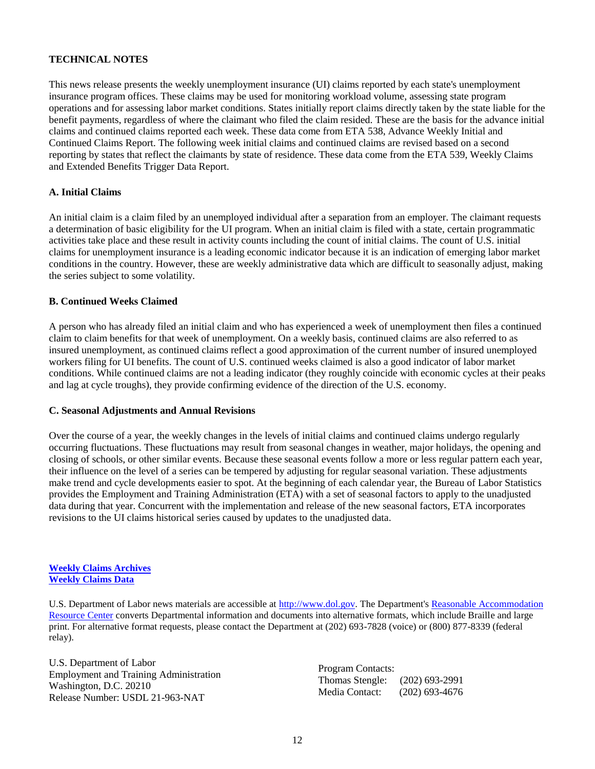**TECHNICAL NOTES**

This news release presents the weekly unemployment insurance (UI) claims reported by each state's unemployment insurance program offices. These claims may be used for monitoring workload volume, assessing state program operations and for assessing labor market conditions. States initially report claims directly taken by the state liable for the benefit payments, regardless of where the claimant who filed the claim resided. These are the basis for the advance initial claims and continued claims reported each week. These data come from ETA 538, Advance Weekly Initial and Continued Claims Report. The following week initial claims and continued claims are revised based on a second reporting by states that reflect the claimants by state of residence. These data come from the ETA 539, Weekly Claims and Extended Benefits Trigger Data Report.

**A. Initial Claims**

An initial claim is a claim filed by an unemployed individual after a separation from an employer. The claimant requests a determination of basic eligibility for the UI program. When an initial claim is filed with a state, certain programmatic activities take place and these result in activity counts including the count of initial claims. The count of U.S. initial claims for unemployment insurance is a leading economic indicator because it is an indication of emerging labor market conditions in the country. However, these are weekly administrative data which are difficult to seasonally adjust, making the series subject to some volatility.

**B. Continued Weeks Claimed**

A person who has already filed an initial claim and who has experienced a week of unemployment then files a continued claim to claim benefits for that week of unemployment. On a weekly basis, continued claims are also referred to as insured unemployment, as continued claims reflect a good approximation of the current number of insured unemployed workers filing for UI benefits. The count of U.S. continued weeks claimed is also a good indicator of labor market conditions. While continued claims are not a leading indicator (they roughly coincide with economic cycles at their peaks and lag at cycle troughs), they provide confirming evidence of the direction of the U.S. economy.

**C. Seasonal Adjustments and Annual Revisions**

Over the course of a year, the weekly changes in the levels of initial claims and continued claims undergo regularly occurring fluctuations. These fluctuations may result from seasonal changes in weather, major holidays, the opening and closing of schools, or other similar events. Because these seasonal events follow a more or less regular pattern each year, their influence on the level of a series can be tempered by adjusting for regular seasonal variation. These adjustments make trend and cycle developments easier to spot. At the beginning of each calendar year, the Bureau of Labor Statistics provides the Employment and Training Administration (ETA) with a set of seasonal factors to apply to the unadjusted data during that year. Concurrent with the implementation and release of the new seasonal factors, ETA incorporates revisions to the UI claims historical series caused by updates to the unadjusted data.

**Weekly Claims Archives**
**Weekly Claims Data**

U.S. Department of Labor news materials are accessible at http://www.dol.gov. The Department's Reasonable Accommodation Resource Center converts Departmental information and documents into alternative formats, which include Braille and large print. For alternative format requests, please contact the Department at (202) 693-7828 (voice) or (800) 877-8339 (federal relay).

U.S. Department of Labor
Employment and Training Administration
Washington, D.C. 20210
Release Number: USDL 21-963-NAT

Program Contacts:
Thomas Stengle: (202) 693-2991
Media Contact: (202) 693-4676